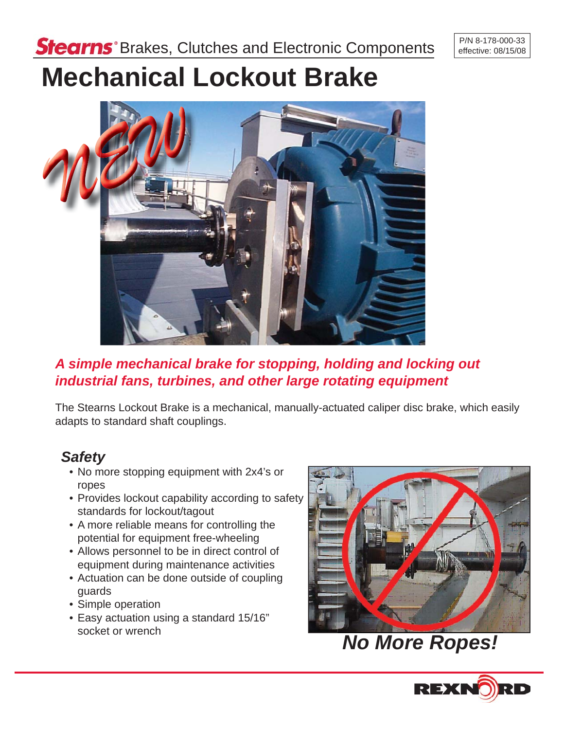**Stearns®** Brakes, Clutches and Electronic Components

P/N 8-178-000-33
effective: 08/15/08

# Mechanical Lockout Brake

***A simple mechanical brake for stopping, holding and locking out industrial fans, turbines, and other large rotating equipment***

The Stearns Lockout Brake is a mechanical, manually-actuated caliper disc brake, which easily adapts to standard shaft couplings.

## *Safety*

- No more stopping equipment with 2x4's or ropes
- Provides lockout capability according to safety standards for lockout/tagout
- A more reliable means for controlling the potential for equipment free-wheeling
- Allows personnel to be in direct control of equipment during maintenance activities
- Actuation can be done outside of coupling guards
- Simple operation
- Easy actuation using a standard 15/16" socket or wrench

***No More Ropes!***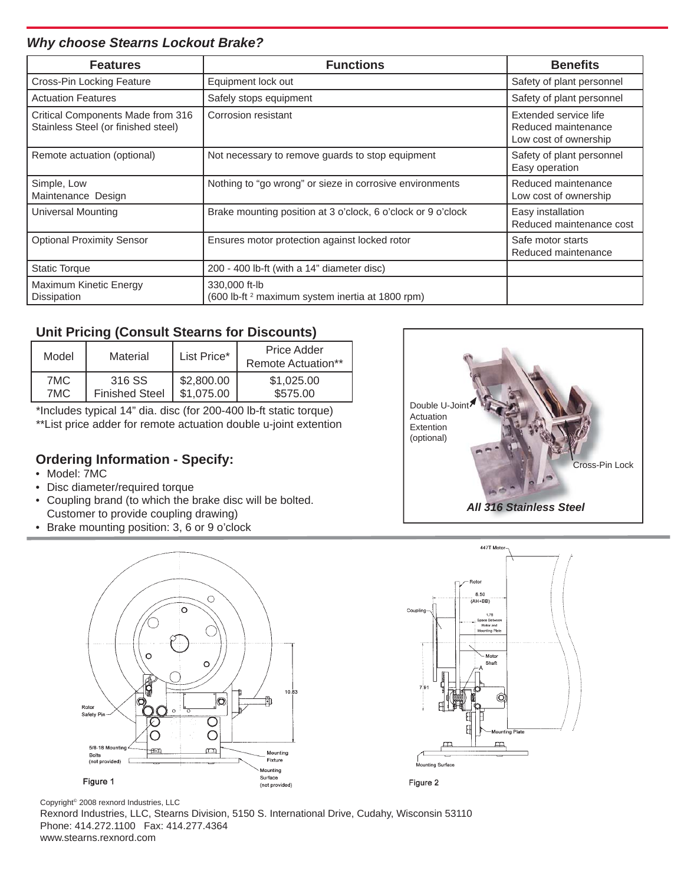## *Why choose Stearns Lockout Brake?*

| Features | Functions | Benefits |
|---|---|---|
| Cross-Pin Locking Feature | Equipment lock out | Safety of plant personnel |
| Actuation Features | Safely stops equipment | Safety of plant personnel |
| Critical Components Made from 316 Stainless Steel (or finished steel) | Corrosion resistant | Extended service life<br>Reduced maintenance<br>Low cost of ownership |
| Remote actuation (optional) | Not necessary to remove guards to stop equipment | Safety of plant personnel<br>Easy operation |
| Simple, Low Maintenance Design | Nothing to "go wrong" or sieze in corrosive environments | Reduced maintenance<br>Low cost of ownership |
| Universal Mounting | Brake mounting position at 3 o'clock, 6 o'clock or 9 o'clock | Easy installation<br>Reduced maintenance cost |
| Optional Proximity Sensor | Ensures motor protection against locked rotor | Safe motor starts<br>Reduced maintenance |
| Static Torque | 200 - 400 lb-ft (with a 14" diameter disc) | |
| Maximum Kinetic Energy Dissipation | 330,000 ft-lb<br>(600 lb-ft $^2$ maximum system inertia at 1800 rpm) | |

## Unit Pricing (Consult Stearns for Discounts)

| Model | Material | List Price* | Price Adder Remote Actuation** |
|---|---|---|---|
| 7MC | 316 SS | $2,800.00 | $1,025.00 |
| 7MC | Finished Steel | $1,075.00 | $575.00 |

*Includes typical 14" dia. disc (for 200-400 lb-ft static torque)
**List price adder for remote actuation double u-joint extention

## Ordering Information - Specify:

- Model: 7MC
- Disc diameter/required torque
- Coupling brand (to which the brake disc will be bolted. Customer to provide coupling drawing)
- Brake mounting position: 3, 6 or 9 o'clock

Double U-Joint Actuation Extention (optional)

Cross-Pin Lock

***All 316 Stainless Steel***

Rotor Safety Pin

5/8-18 Mounting Bolts (not provided)

10.83

Mounting Fixture

Mounting Surface (not provided)

Figure 1

447T Motor

Rotor

8.50 (AH+BB)

Coupling

1.78 Space Between Rotor and Mounting Plate

Motor Shaft

7.91

Mounting Plate

Mounting Surface

Figure 2

Copyright© 2008 rexnord Industries, LLC
Rexnord Industries, LLC, Stearns Division, 5150 S. International Drive, Cudahy, Wisconsin 53110
Phone: 414.272.1100 Fax: 414.277.4364
www.stearns.rexnord.com